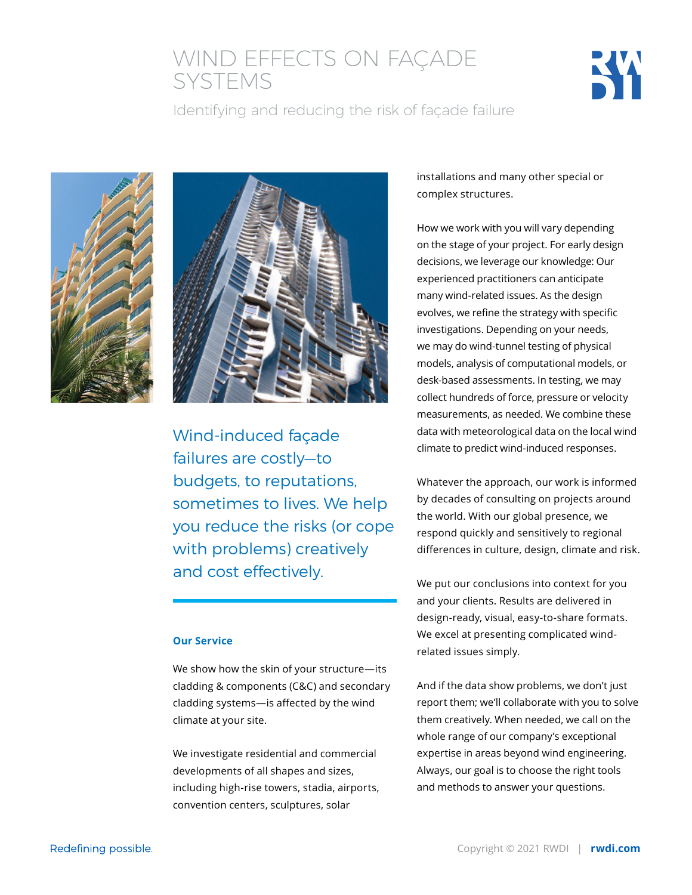# WIND EFFECTS ON FAÇADE SYSTEMS

Identifying and reducing the risk of façade failure

Wind-induced façade failures are costly—to budgets, to reputations, sometimes to lives. We help you reduce the risks (or cope with problems) creatively and cost effectively.

### Our Service

We show how the skin of your structure—its cladding & components (C&C) and secondary cladding systems—is affected by the wind climate at your site.

We investigate residential and commercial developments of all shapes and sizes, including high-rise towers, stadia, airports, convention centers, sculptures, solar installations and many other special or complex structures.

How we work with you will vary depending on the stage of your project. For early design decisions, we leverage our knowledge: Our experienced practitioners can anticipate many wind-related issues. As the design evolves, we refine the strategy with specific investigations. Depending on your needs, we may do wind-tunnel testing of physical models, analysis of computational models, or desk-based assessments. In testing, we may collect hundreds of force, pressure or velocity measurements, as needed. We combine these data with meteorological data on the local wind climate to predict wind-induced responses.

Whatever the approach, our work is informed by decades of consulting on projects around the world. With our global presence, we respond quickly and sensitively to regional differences in culture, design, climate and risk.

We put our conclusions into context for you and your clients. Results are delivered in design-ready, visual, easy-to-share formats. We excel at presenting complicated wind-related issues simply.

And if the data show problems, we don't just report them; we'll collaborate with you to solve them creatively. When needed, we call on the whole range of our company's exceptional expertise in areas beyond wind engineering. Always, our goal is to choose the right tools and methods to answer your questions.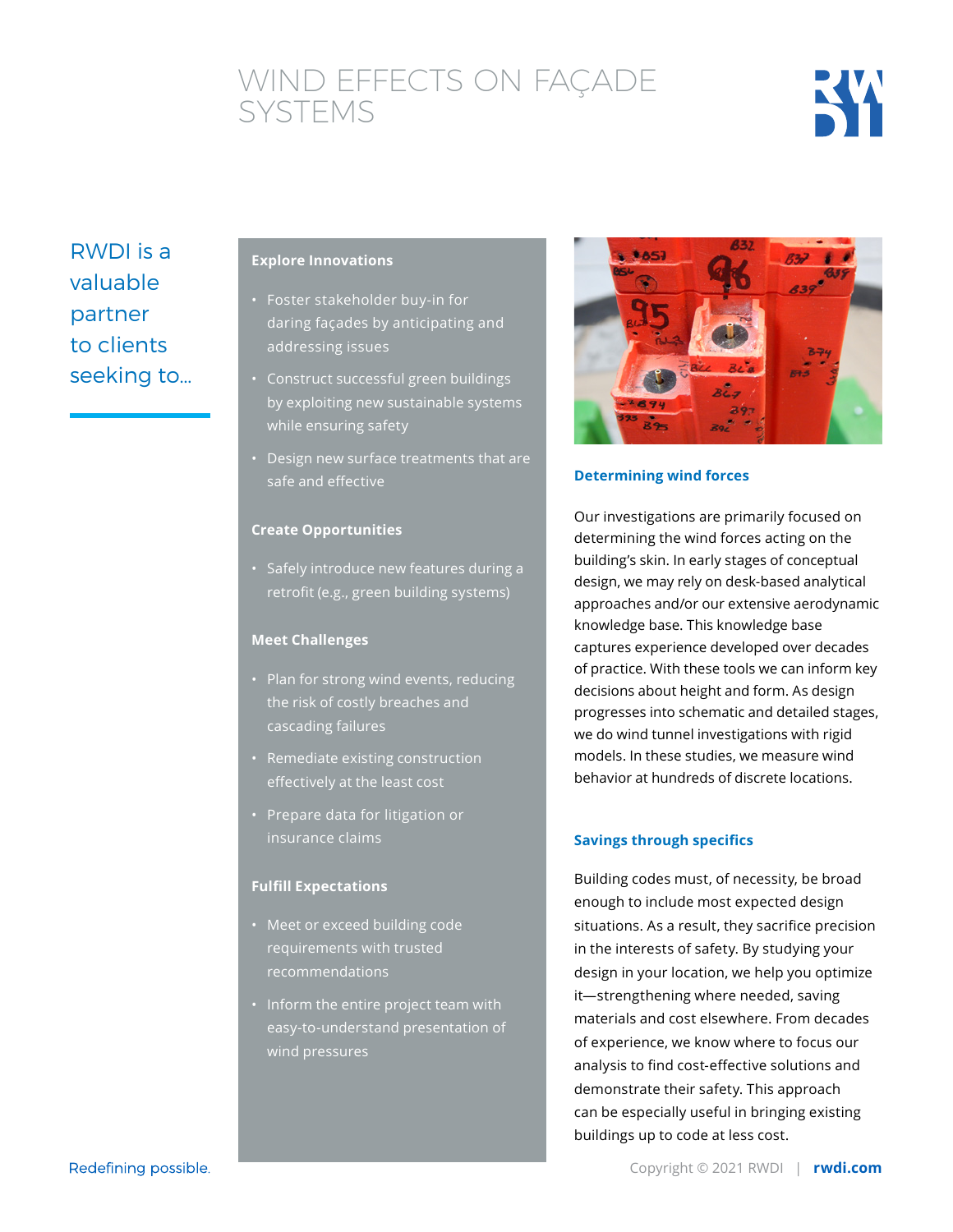# WIND EFFECTS ON FAÇADE SYSTEMS

## RWDI is a valuable partner to clients seeking to...

### Explore Innovations

- Foster stakeholder buy-in for daring façades by anticipating and addressing issues
- Construct successful green buildings by exploiting new sustainable systems while ensuring safety
- Design new surface treatments that are safe and effective

### Create Opportunities

- Safely introduce new features during a retrofit (e.g., green building systems)

### Meet Challenges

- Plan for strong wind events, reducing the risk of costly breaches and cascading failures
- Remediate existing construction effectively at the least cost
- Prepare data for litigation or insurance claims

### Fulfill Expectations

- Meet or exceed building code requirements with trusted recommendations
- Inform the entire project team with easy-to-understand presentation of wind pressures

### Determining wind forces

Our investigations are primarily focused on determining the wind forces acting on the building's skin. In early stages of conceptual design, we may rely on desk-based analytical approaches and/or our extensive aerodynamic knowledge base. This knowledge base captures experience developed over decades of practice. With these tools we can inform key decisions about height and form. As design progresses into schematic and detailed stages, we do wind tunnel investigations with rigid models. In these studies, we measure wind behavior at hundreds of discrete locations.

### Savings through specifics

Building codes must, of necessity, be broad enough to include most expected design situations. As a result, they sacrifice precision in the interests of safety. By studying your design in your location, we help you optimize it—strengthening where needed, saving materials and cost elsewhere. From decades of experience, we know where to focus our analysis to find cost-effective solutions and demonstrate their safety. This approach can be especially useful in bringing existing buildings up to code at less cost.

Redefining possible.

Copyright © 2021 RWDI | rwdi.com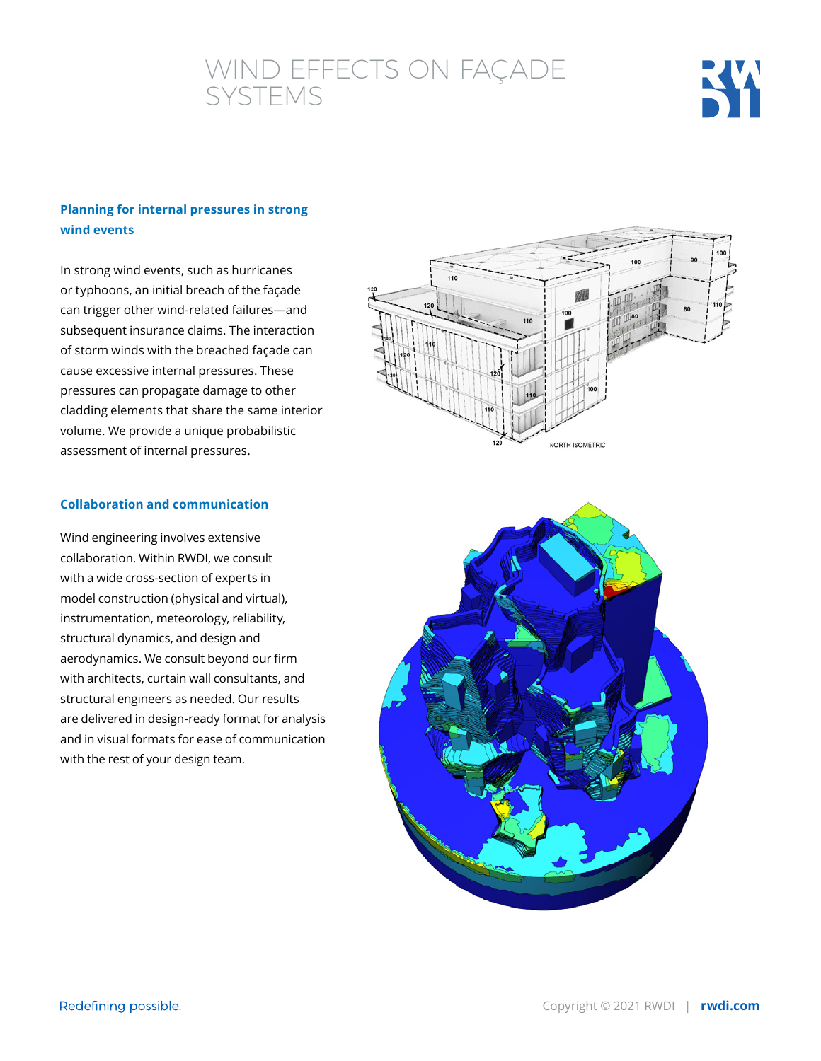# WIND EFFECTS ON FAÇADE SYSTEMS

### Planning for internal pressures in strong wind events

In strong wind events, such as hurricanes or typhoons, an initial breach of the façade can trigger other wind-related failures—and subsequent insurance claims. The interaction of storm winds with the breached façade can cause excessive internal pressures. These pressures can propagate damage to other cladding elements that share the same interior volume. We provide a unique probabilistic assessment of internal pressures.

120
110
100
90
100
120
110
100
80
110
80
140
120
110
130
120
110
110
100
120
NORTH ISOMETRIC

### Collaboration and communication

Wind engineering involves extensive collaboration. Within RWDI, we consult with a wide cross-section of experts in model construction (physical and virtual), instrumentation, meteorology, reliability, structural dynamics, and design and aerodynamics. We consult beyond our firm with architects, curtain wall consultants, and structural engineers as needed. Our results are delivered in design-ready format for analysis and in visual formats for ease of communication with the rest of your design team.

Redefining possible.

Copyright © 2021 RWDI | **rwdi.com**